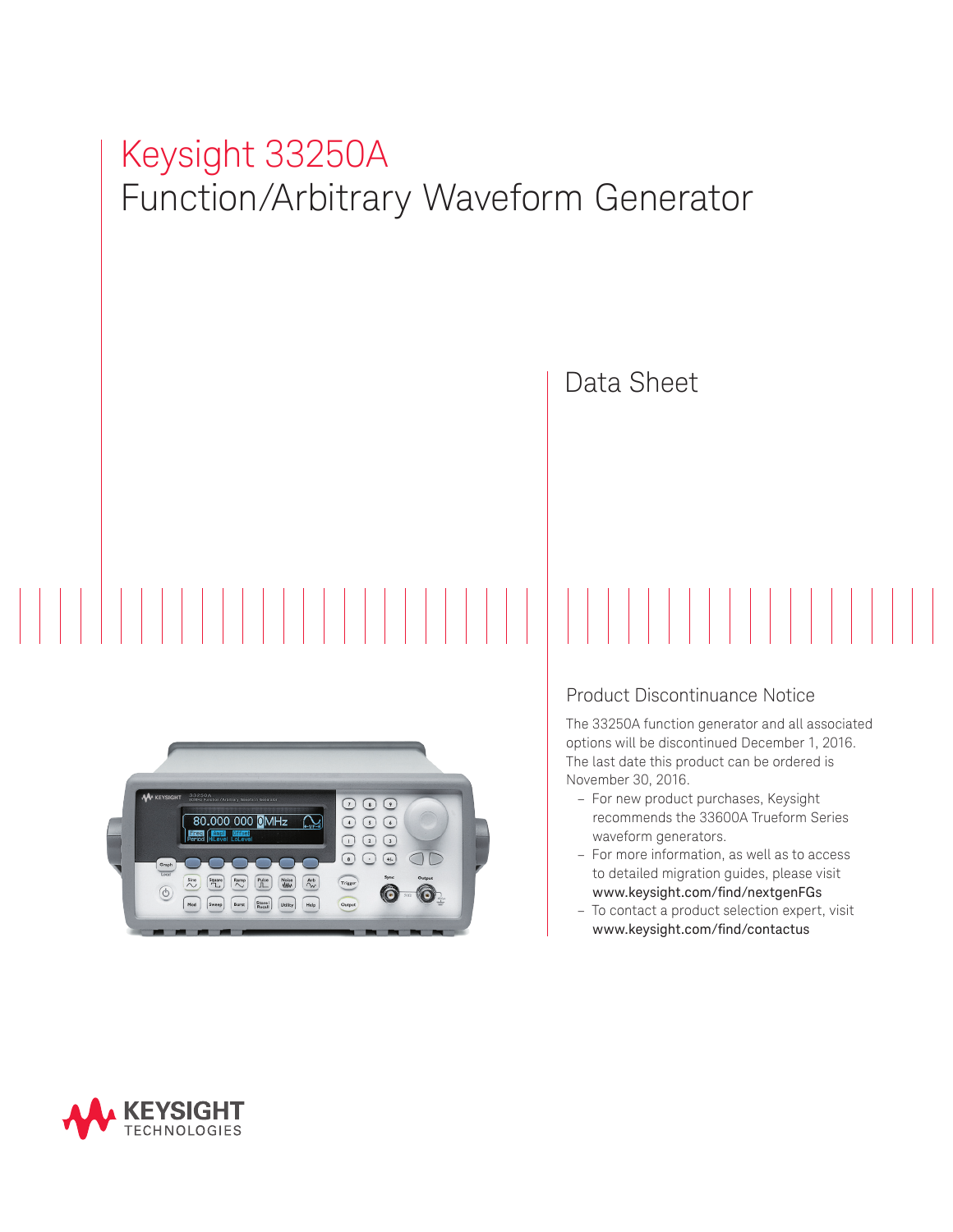# Keysight 33250A
## Function/Arbitrary Waveform Generator

Data Sheet

### Product Discontinuance Notice

The 33250A function generator and all associated options will be discontinued December 1, 2016. The last date this product can be ordered is November 30, 2016.

- For new product purchases, Keysight recommends the 33600A Trueform Series waveform generators.
- For more information, as well as to access to detailed migration guides, please visit www.keysight.com/find/nextgenFGs
- To contact a product selection expert, visit www.keysight.com/find/contactus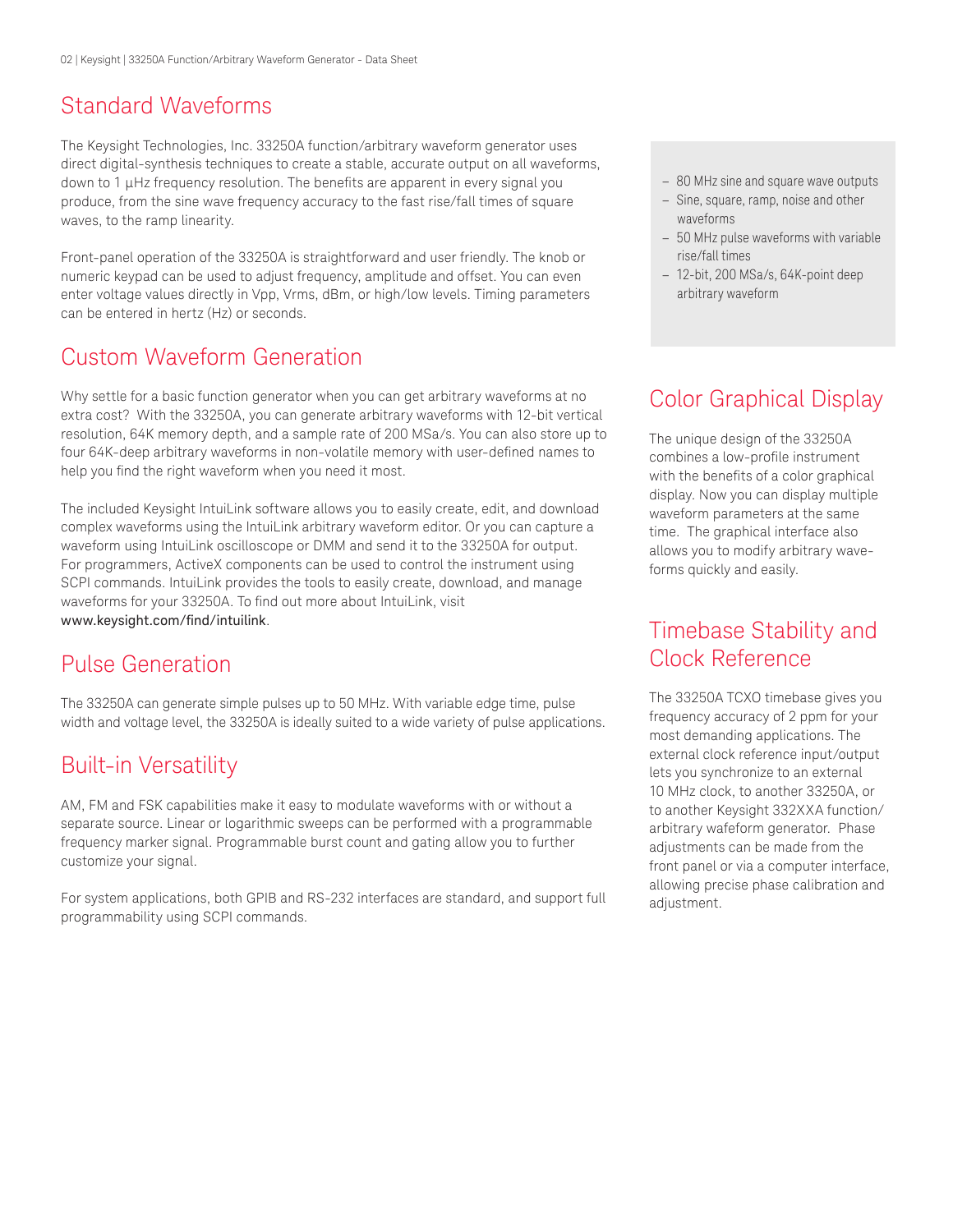## Standard Waveforms

The Keysight Technologies, Inc. 33250A function/arbitrary waveform generator uses direct digital-synthesis techniques to create a stable, accurate output on all waveforms, down to 1 µHz frequency resolution. The benefits are apparent in every signal you produce, from the sine wave frequency accuracy to the fast rise/fall times of square waves, to the ramp linearity.

Front-panel operation of the 33250A is straightforward and user friendly. The knob or numeric keypad can be used to adjust frequency, amplitude and offset. You can even enter voltage values directly in Vpp, Vrms, dBm, or high/low levels. Timing parameters can be entered in hertz (Hz) or seconds.

- 80 MHz sine and square wave outputs
- Sine, square, ramp, noise and other waveforms
- 50 MHz pulse waveforms with variable rise/fall times
- 12-bit, 200 MSa/s, 64K-point deep arbitrary waveform

## Custom Waveform Generation

Why settle for a basic function generator when you can get arbitrary waveforms at no extra cost? With the 33250A, you can generate arbitrary waveforms with 12-bit vertical resolution, 64K memory depth, and a sample rate of 200 MSa/s. You can also store up to four 64K-deep arbitrary waveforms in non-volatile memory with user-defined names to help you find the right waveform when you need it most.

The included Keysight IntuiLink software allows you to easily create, edit, and download complex waveforms using the IntuiLink arbitrary waveform editor. Or you can capture a waveform using IntuiLink oscilloscope or DMM and send it to the 33250A for output. For programmers, ActiveX components can be used to control the instrument using SCPI commands. IntuiLink provides the tools to easily create, download, and manage waveforms for your 33250A. To find out more about IntuiLink, visit www.keysight.com/find/intuilink.

## Pulse Generation

The 33250A can generate simple pulses up to 50 MHz. With variable edge time, pulse width and voltage level, the 33250A is ideally suited to a wide variety of pulse applications.

## Built-in Versatility

AM, FM and FSK capabilities make it easy to modulate waveforms with or without a separate source. Linear or logarithmic sweeps can be performed with a programmable frequency marker signal. Programmable burst count and gating allow you to further customize your signal.

For system applications, both GPIB and RS-232 interfaces are standard, and support full programmability using SCPI commands.

## Color Graphical Display

The unique design of the 33250A combines a low-profile instrument with the benefits of a color graphical display. Now you can display multiple waveform parameters at the same time. The graphical interface also allows you to modify arbitrary waveforms quickly and easily.

## Timebase Stability and Clock Reference

The 33250A TCXO timebase gives you frequency accuracy of 2 ppm for your most demanding applications. The external clock reference input/output lets you synchronize to an external 10 MHz clock, to another 33250A, or to another Keysight 332XXA function/arbitrary wafeform generator. Phase adjustments can be made from the front panel or via a computer interface, allowing precise phase calibration and adjustment.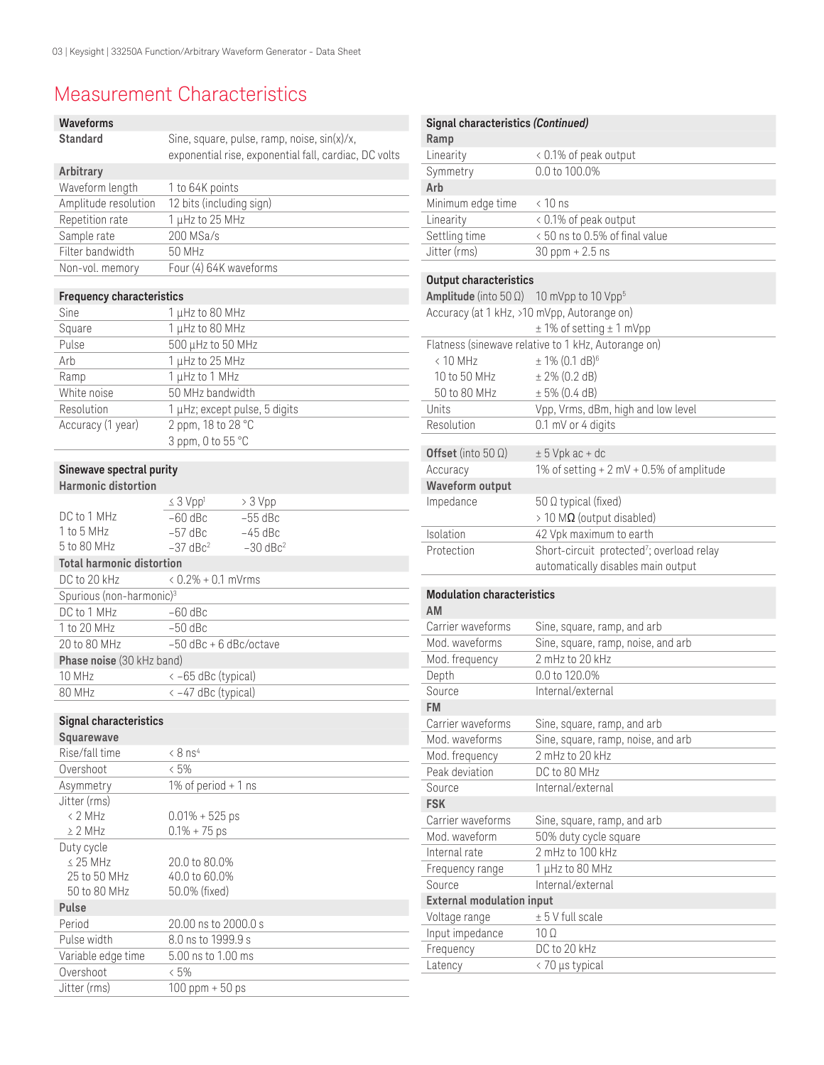# Measurement Characteristics

| Waveforms | |
|---|---|
| **Standard** | Sine, square, pulse, ramp, noise, sin(x)/x, exponential rise, exponential fall, cardiac, DC volts |
| **Arbitrary** | |
| Waveform length | 1 to 64K points |
| Amplitude resolution | 12 bits (including sign) |
| Repetition rate | 1 µHz to 25 MHz |
| Sample rate | 200 MSa/s |
| Filter bandwidth | 50 MHz |
| Non-vol. memory | Four (4) 64K waveforms |

| Frequency characteristics | |
|---|---|
| Sine | 1 µHz to 80 MHz |
| Square | 1 µHz to 80 MHz |
| Pulse | 500 µHz to 50 MHz |
| Arb | 1 µHz to 25 MHz |
| Ramp | 1 µHz to 1 MHz |
| White noise | 50 MHz bandwidth |
| Resolution | 1 µHz; except pulse, 5 digits |
| Accuracy (1 year) | 2 ppm, 18 to 28 °C<br>3 ppm, 0 to 55 °C |

| Sinewave spectral purity | | |
|---|---|---|
| **Harmonic distortion** | | |
| | ≤ 3 Vpp[1] | > 3 Vpp |
| DC to 1 MHz | –60 dBc | –55 dBc |
| 1 to 5 MHz | –57 dBc | –45 dBc |
| 5 to 80 MHz | –37 dBc[2] | –30 dBc[2] |
| **Total harmonic distortion** | | |
| DC to 20 kHz | < 0.2% + 0.1 mVrms | |
| Spurious (non-harmonic)[3] | | |
| DC to 1 MHz | –60 dBc | |
| 1 to 20 MHz | –50 dBc | |
| 20 to 80 MHz | –50 dBc + 6 dBc/octave | |
| **Phase noise** (30 kHz band) | | |
| 10 MHz | < –65 dBc (typical) | |
| 80 MHz | < –47 dBc (typical) | |

| Signal characteristics | |
|---|---|
| **Squarewave** | |
| Rise/fall time | < 8 ns[4] |
| Overshoot | < 5% |
| Asymmetry | 1% of period + 1 ns |
| Jitter (rms) | |
| < 2 MHz | 0.01% + 525 ps |
| ≥ 2 MHz | 0.1% + 75 ps |
| Duty cycle | |
| ≤ 25 MHz | 20.0 to 80.0% |
| 25 to 50 MHz | 40.0 to 60.0% |
| 50 to 80 MHz | 50.0% (fixed) |
| **Pulse** | |
| Period | 20.00 ns to 2000.0 s |
| Pulse width | 8.0 ns to 1999.9 s |
| Variable edge time | 5.00 ns to 1.00 ms |
| Overshoot | < 5% |
| Jitter (rms) | 100 ppm + 50 ps |

| Signal characteristics *(Continued)* | |
|---|---|
| **Ramp** | |
| Linearity | < 0.1% of peak output |
| Symmetry | 0.0 to 100.0% |
| **Arb** | |
| Minimum edge time | < 10 ns |
| Linearity | < 0.1% of peak output |
| Settling time | < 50 ns to 0.5% of final value |
| Jitter (rms) | 30 ppm + 2.5 ns |

| Output characteristics | |
|---|---|
| **Amplitude** (into 50 Ω) | 10 mVpp to 10 Vpp[5] |
| Accuracy (at 1 kHz, >10 mVpp, Autorange on) | ± 1% of setting ± 1 mVpp |
| Flatness (sinewave relative to 1 kHz, Autorange on) | |
| < 10 MHz | ± 1% (0.1 dB)[6] |
| 10 to 50 MHz | ± 2% (0.2 dB) |
| 50 to 80 MHz | ± 5% (0.4 dB) |
| Units | Vpp, Vrms, dBm, high and low level |
| Resolution | 0.1 mV or 4 digits |

| **Offset** (into 50 Ω) | ± 5 Vpk ac + dc |
|---|---|
| Accuracy | 1% of setting + 2 mV + 0.5% of amplitude |
| **Waveform output** | |
| Impedance | 50 Ω typical (fixed)<br>> 10 MΩ (output disabled) |
| Isolation | 42 Vpk maximum to earth |
| Protection | Short-circuit protected[7]; overload relay automatically disables main output |

| Modulation characteristics | |
|---|---|
| **AM** | |
| Carrier waveforms | Sine, square, ramp, and arb |
| Mod. waveforms | Sine, square, ramp, noise, and arb |
| Mod. frequency | 2 mHz to 20 kHz |
| Depth | 0.0 to 120.0% |
| Source | Internal/external |
| **FM** | |
| Carrier waveforms | Sine, square, ramp, and arb |
| Mod. waveforms | Sine, square, ramp, noise, and arb |
| Mod. frequency | 2 mHz to 20 kHz |
| Peak deviation | DC to 80 MHz |
| Source | Internal/external |
| **FSK** | |
| Carrier waveforms | Sine, square, ramp, and arb |
| Mod. waveform | 50% duty cycle square |
| Internal rate | 2 mHz to 100 kHz |
| Frequency range | 1 µHz to 80 MHz |
| Source | Internal/external |
| **External modulation input** | |
| Voltage range | ± 5 V full scale |
| Input impedance | 10 Ω |
| Frequency | DC to 20 kHz |
| Latency | < 70 µs typical |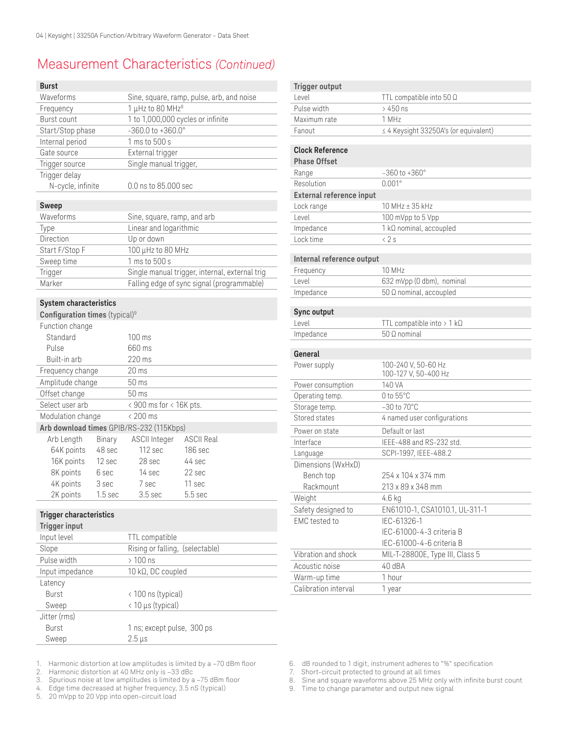## Measurement Characteristics *(Continued)*

| **Burst** | |
|---|---|
| Waveforms | Sine, square, ramp, pulse, arb, and noise |
| Frequency | 1 µHz to 80 MHz[8] |
| Burst count | 1 to 1,000,000 cycles or infinite |
| Start/Stop phase | -360.0 to +360.0° |
| Internal period | 1 ms to 500 s |
| Gate source | External trigger |
| Trigger source | Single manual trigger, |
| Trigger delay | |
| N-cycle, infinite | 0.0 ns to 85.000 sec |

| **Sweep** | |
|---|---|
| Waveforms | Sine, square, ramp, and arb |
| Type | Linear and logarithmic |
| Direction | Up or down |
| Start F/Stop F | 100 µHz to 80 MHz |
| Sweep time | 1 ms to 500 s |
| Trigger | Single manual trigger, internal, external trig |
| Marker | Falling edge of sync signal (programmable) |

| **System characteristics** | |
|---|---|
| **Configuration times** (typical)[9] | |
| Function change | |
| Standard | 100 ms |
| Pulse | 660 ms |
| Built-in arb | 220 ms |
| Frequency change | 20 ms |
| Amplitude change | 50 ms |
| Offset change | 50 ms |
| Select user arb | < 900 ms for < 16K pts. |
| Modulation change | < 200 ms |

**Arb download times** GPIB/RS-232 (115Kbps)

| Arb Length | Binary | ASCII Integer | ASCII Real |
|---|---|---|---|
| 64K points | 48 sec | 112 sec | 186 sec |
| 16K points | 12 sec | 28 sec | 44 sec |
| 8K points | 6 sec | 14 sec | 22 sec |
| 4K points | 3 sec | 7 sec | 11 sec |
| 2K points | 1.5 sec | 3.5 sec | 5.5 sec |

| **Trigger characteristics** | |
|---|---|
| **Trigger input** | |
| Input level | TTL compatible |
| Slope | Rising or falling, (selectable) |
| Pulse width | > 100 ns |
| Input impedance | 10 kΩ, DC coupled |
| Latency | |
| Burst | < 100 ns (typical) |
| Sweep | < 10 µs (typical) |
| Jitter (rms) | |
| Burst | 1 ns; except pulse, 300 ps |
| Sweep | 2.5 µs |

| **Trigger output** | |
|---|---|
| Level | TTL compatible into 50 Ω |
| Pulse width | > 450 ns |
| Maximum rate | 1 MHz |
| Fanout | ≤ 4 Keysight 33250A's (or equivalent) |

| **Clock Reference** | |
|---|---|
| **Phase Offset** | |
| Range | –360 to +360° |
| Resolution | 0.001° |
| **External reference input** | |
| Lock range | 10 MHz ± 35 kHz |
| Level | 100 mVpp to 5 Vpp |
| Impedance | 1 kΩ nominal, accoupled |
| Lock time | < 2 s |

| **Internal reference output** | |
|---|---|
| Frequency | 10 MHz |
| Level | 632 mVpp (0 dbm), nominal |
| Impedance | 50 Ω nominal, accoupled |

| **Sync output** | |
|---|---|
| Level | TTL compatible into > 1 kΩ |
| Impedance | 50 Ω nominal |

| **General** | |
|---|---|
| Power supply | 100-240 V, 50-60 Hz<br>100-127 V, 50-400 Hz |
| Power consumption | 140 VA |
| Operating temp. | 0 to 55°C |
| Storage temp. | –30 to 70°C |
| Stored states | 4 named user configurations |
| Power on state | Default or last |
| Interface | IEEE-488 and RS-232 std. |
| Language | SCPI-1997, IEEE-488.2 |
| Dimensions (WxHxD) | |
| Bench top | 254 x 104 x 374 mm |
| Rackmount | 213 x 89 x 348 mm |
| Weight | 4.6 kg |
| Safety designed to | EN61010-1, CSA1010.1, UL-311-1 |
| EMC tested to | IEC-61326-1<br>IEC-61000-4-3 criteria B<br>IEC-61000-4-6 criteria B |
| Vibration and shock | MIL-T-28800E, Type III, Class 5 |
| Acoustic noise | 40 dBA |
| Warm-up time | 1 hour |
| Calibration interval | 1 year |

1. Harmonic distortion at low amplitudes is limited by a –70 dBm floor
2. Harmonic distortion at 40 MHz only is –33 dBc
3. Spurious noise at low amplitudes is limited by a –75 dBm floor
4. Edge time decreased at higher frequency, 3.5 nS (typical)
5. 20 mVpp to 20 Vpp into open-circuit load
6. dB rounded to 1 digit, instrument adheres to "%" specification
7. Short-circuit protected to ground at all times
8. Sine and square waveforms above 25 MHz only with infinite burst count
9. Time to change parameter and output new signal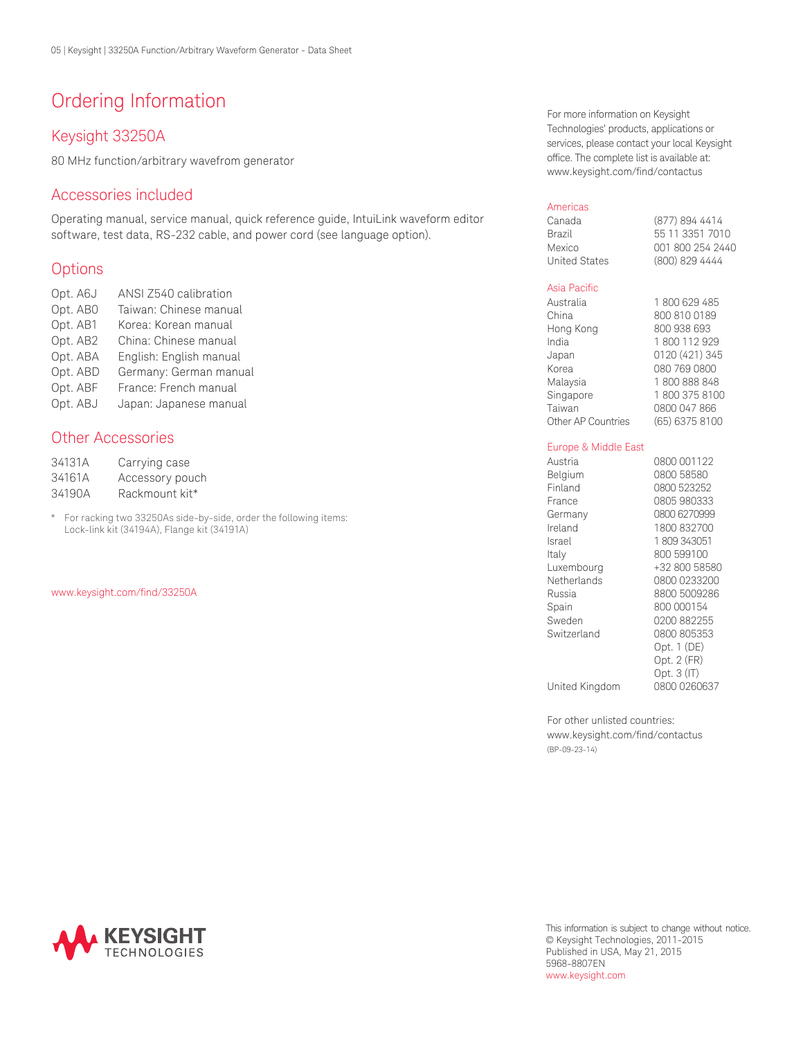# Ordering Information

## Keysight 33250A

80 MHz function/arbitrary wavefrom generator

## Accessories included

Operating manual, service manual, quick reference guide, IntuiLink waveform editor software, test data, RS-232 cable, and power cord (see language option).

## Options

| | |
|---|---|
| Opt. A6J | ANSI Z540 calibration |
| Opt. AB0 | Taiwan: Chinese manual |
| Opt. AB1 | Korea: Korean manual |
| Opt. AB2 | China: Chinese manual |
| Opt. ABA | English: English manual |
| Opt. ABD | Germany: German manual |
| Opt. ABF | France: French manual |
| Opt. ABJ | Japan: Japanese manual |

## Other Accessories

| | |
|---|---|
| 34131A | Carrying case |
| 34161A | Accessory pouch |
| 34190A | Rackmount kit* |

\* For racking two 33250As side-by-side, order the following items: Lock-link kit (34194A), Flange kit (34191A)

www.keysight.com/find/33250A

For more information on Keysight Technologies' products, applications or services, please contact your local Keysight office. The complete list is available at: www.keysight.com/find/contactus

**Americas**

| | |
|---|---|
| Canada | (877) 894 4414 |
| Brazil | 55 11 3351 7010 |
| Mexico | 001 800 254 2440 |
| United States | (800) 829 4444 |

**Asia Pacific**

| | |
|---|---|
| Australia | 1 800 629 485 |
| China | 800 810 0189 |
| Hong Kong | 800 938 693 |
| India | 1 800 112 929 |
| Japan | 0120 (421) 345 |
| Korea | 080 769 0800 |
| Malaysia | 1 800 888 848 |
| Singapore | 1 800 375 8100 |
| Taiwan | 0800 047 866 |
| Other AP Countries | (65) 6375 8100 |

**Europe & Middle East**

| | |
|---|---|
| Austria | 0800 001122 |
| Belgium | 0800 58580 |
| Finland | 0800 523252 |
| France | 0805 980333 |
| Germany | 0800 6270999 |
| Ireland | 1800 832700 |
| Israel | 1 809 343051 |
| Italy | 800 599100 |
| Luxembourg | +32 800 58580 |
| Netherlands | 0800 0233200 |
| Russia | 8800 5009286 |
| Spain | 800 000154 |
| Sweden | 0200 882255 |
| Switzerland | 0800 805353<br>Opt. 1 (DE)<br>Opt. 2 (FR)<br>Opt. 3 (IT) |
| United Kingdom | 0800 0260637 |

For other unlisted countries:
www.keysight.com/find/contactus
(BP-09-23-14)

This information is subject to change without notice.
© Keysight Technologies, 2011-2015
Published in USA, May 21, 2015
5968-8807EN
www.keysight.com